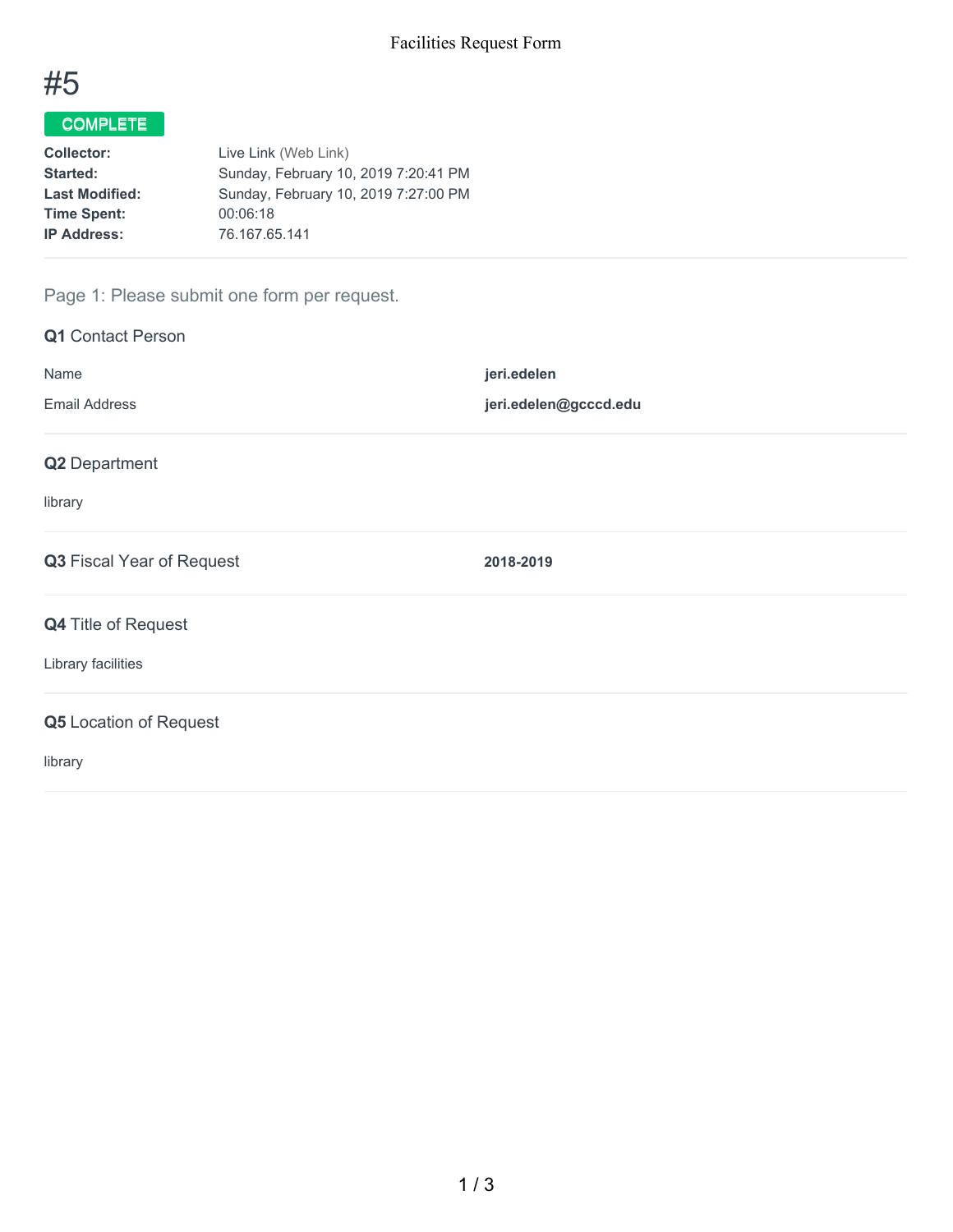# #5

**COMPLETE**

| | |
|---|---|
| **Collector:** | Live Link (Web Link) |
| **Started:** | Sunday, February 10, 2019 7:20:41 PM |
| **Last Modified:** | Sunday, February 10, 2019 7:27:00 PM |
| **Time Spent:** | 00:06:18 |
| **IP Address:** | 76.167.65.141 |

## Page 1: Please submit one form per request.

### Q1 Contact Person

| | |
|---|---|
| Name | **jeri.edelen** |
| Email Address | **jeri.edelen@gcccd.edu** |

### Q2 Department

library

### Q3 Fiscal Year of Request

**2018-2019**

### Q4 Title of Request

Library facilities

### Q5 Location of Request

library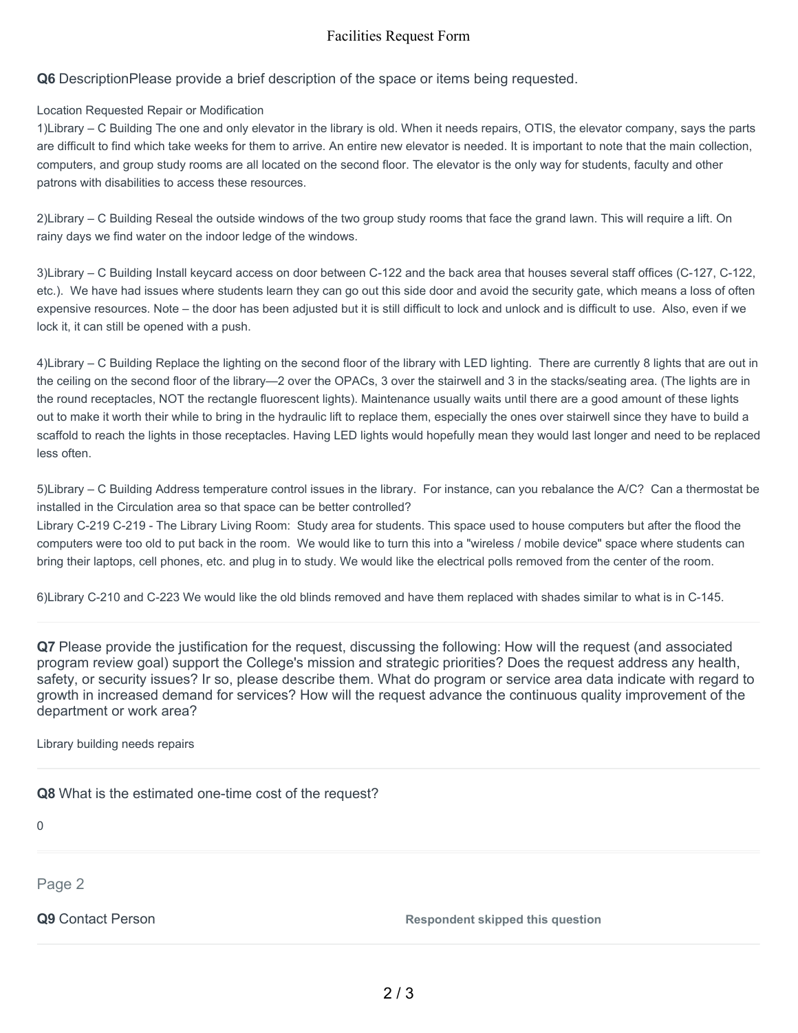**Q6** DescriptionPlease provide a brief description of the space or items being requested.

Location Requested Repair or Modification

1)Library – C Building The one and only elevator in the library is old. When it needs repairs, OTIS, the elevator company, says the parts are difficult to find which take weeks for them to arrive. An entire new elevator is needed. It is important to note that the main collection, computers, and group study rooms are all located on the second floor. The elevator is the only way for students, faculty and other patrons with disabilities to access these resources.

2)Library – C Building Reseal the outside windows of the two group study rooms that face the grand lawn. This will require a lift. On rainy days we find water on the indoor ledge of the windows.

3)Library – C Building Install keycard access on door between C-122 and the back area that houses several staff offices (C-127, C-122, etc.). We have had issues where students learn they can go out this side door and avoid the security gate, which means a loss of often expensive resources. Note – the door has been adjusted but it is still difficult to lock and unlock and is difficult to use. Also, even if we lock it, it can still be opened with a push.

4)Library – C Building Replace the lighting on the second floor of the library with LED lighting. There are currently 8 lights that are out in the ceiling on the second floor of the library—2 over the OPACs, 3 over the stairwell and 3 in the stacks/seating area. (The lights are in the round receptacles, NOT the rectangle fluorescent lights). Maintenance usually waits until there are a good amount of these lights out to make it worth their while to bring in the hydraulic lift to replace them, especially the ones over stairwell since they have to build a scaffold to reach the lights in those receptacles. Having LED lights would hopefully mean they would last longer and need to be replaced less often.

5)Library – C Building Address temperature control issues in the library. For instance, can you rebalance the A/C? Can a thermostat be installed in the Circulation area so that space can be better controlled?
Library C-219 C-219 - The Library Living Room: Study area for students. This space used to house computers but after the flood the computers were too old to put back in the room. We would like to turn this into a "wireless / mobile device" space where students can bring their laptops, cell phones, etc. and plug in to study. We would like the electrical polls removed from the center of the room.

6)Library C-210 and C-223 We would like the old blinds removed and have them replaced with shades similar to what is in C-145.

**Q7** Please provide the justification for the request, discussing the following: How will the request (and associated program review goal) support the College's mission and strategic priorities? Does the request address any health, safety, or security issues? Ir so, please describe them. What do program or service area data indicate with regard to growth in increased demand for services? How will the request advance the continuous quality improvement of the department or work area?

Library building needs repairs

**Q8** What is the estimated one-time cost of the request?

0

Page 2

**Q9** Contact Person — Respondent skipped this question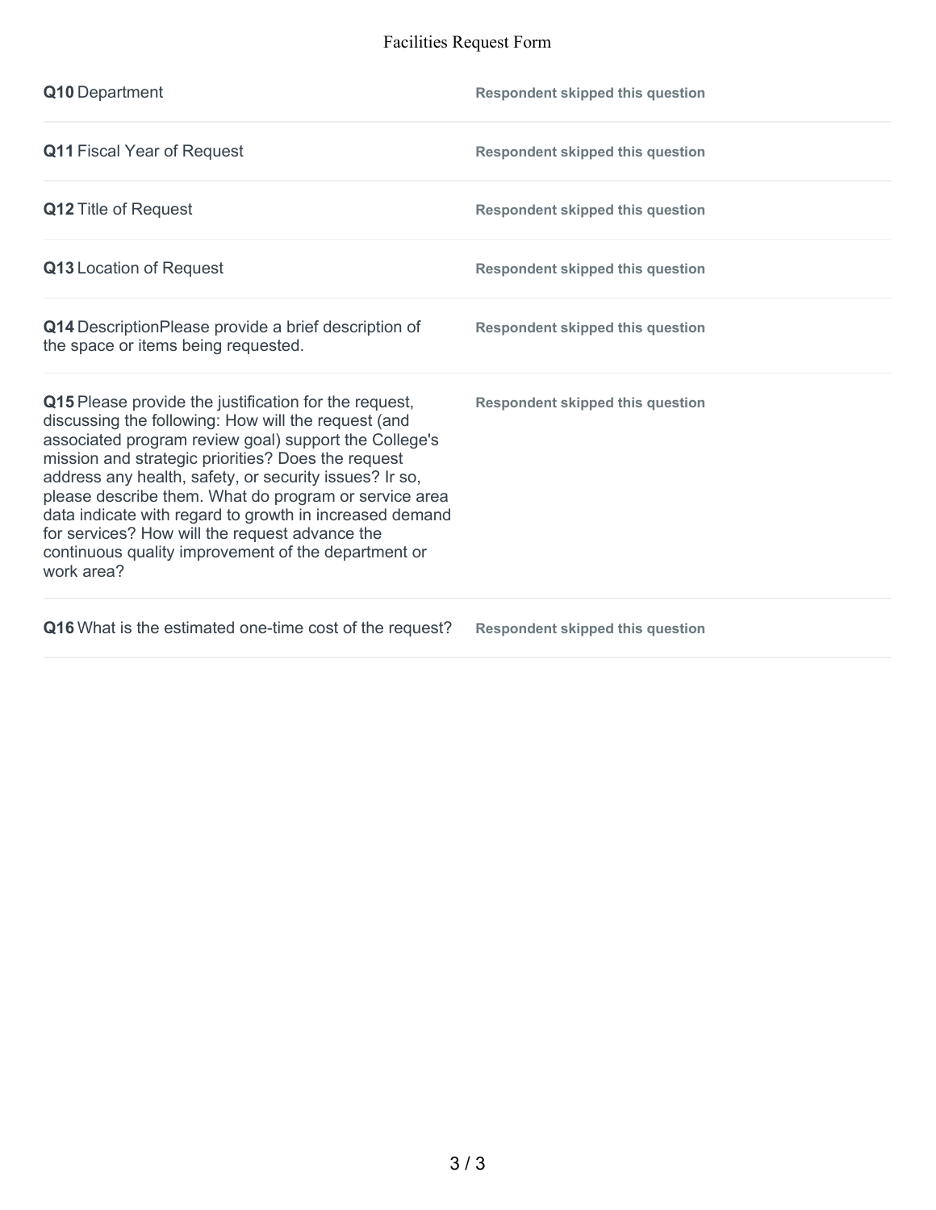**Q10** Department

Respondent skipped this question

**Q11** Fiscal Year of Request

Respondent skipped this question

**Q12** Title of Request

Respondent skipped this question

**Q13** Location of Request

Respondent skipped this question

**Q14** DescriptionPlease provide a brief description of the space or items being requested.

Respondent skipped this question

**Q15** Please provide the justification for the request, discussing the following: How will the request (and associated program review goal) support the College's mission and strategic priorities? Does the request address any health, safety, or security issues? Ir so, please describe them. What do program or service area data indicate with regard to growth in increased demand for services? How will the request advance the continuous quality improvement of the department or work area?

Respondent skipped this question

**Q16** What is the estimated one-time cost of the request?

Respondent skipped this question